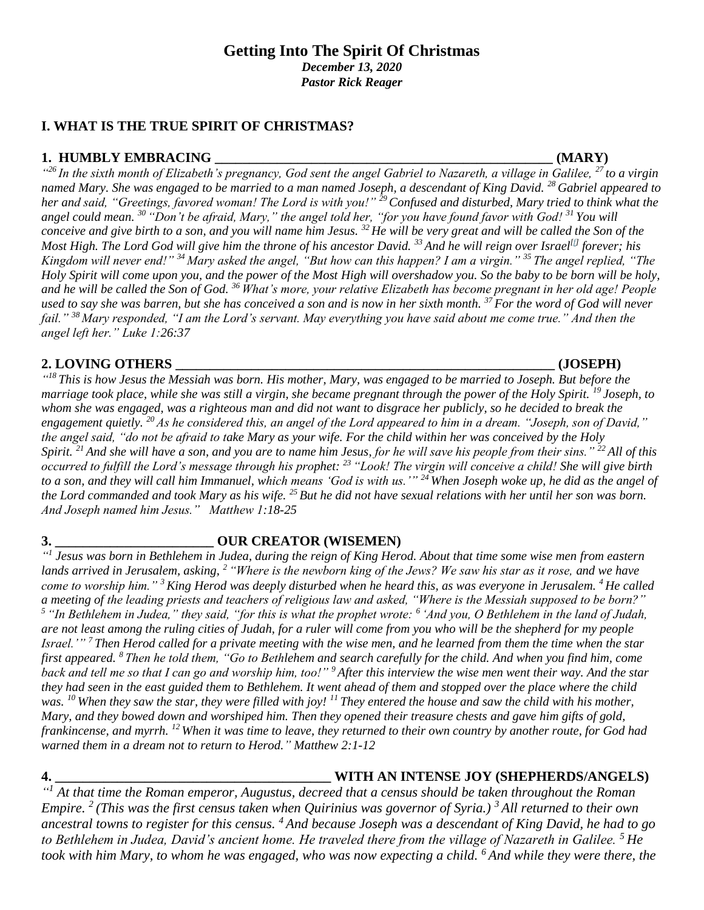# Getting Into The Spirit Of Christmas

***December 13, 2020***
***Pastor Rick Reager***

## I. WHAT IS THE TRUE SPIRIT OF CHRISTMAS?

### 1. HUMBLY EMBRACING ______________________________________________ (MARY)

*"[26] In the sixth month of Elizabeth's pregnancy, God sent the angel Gabriel to Nazareth, a village in Galilee, [27] to a virgin named Mary. She was engaged to be married to a man named Joseph, a descendant of King David. [28] Gabriel appeared to her and said, "Greetings, favored woman! The Lord is with you!" [29] Confused and disturbed, Mary tried to think what the angel could mean. [30] "Don't be afraid, Mary," the angel told her, "for you have found favor with God! [31] You will conceive and give birth to a son, and you will name him Jesus. [32] He will be very great and will be called the Son of the Most High. The Lord God will give him the throne of his ancestor David. [33] And he will reign over Israel[] forever; his Kingdom will never end!" [34] Mary asked the angel, "But how can this happen? I am a virgin." [35] The angel replied, "The Holy Spirit will come upon you, and the power of the Most High will overshadow you. So the baby to be born will be holy, and he will be called the Son of God. [36] What's more, your relative Elizabeth has become pregnant in her old age! People used to say she was barren, but she has conceived a son and is now in her sixth month. [37] For the word of God will never fail." [38] Mary responded, "I am the Lord's servant. May everything you have said about me come true." And then the angel left her." Luke 1:26:37*

### 2. LOVING OTHERS ___________________________________________________ (JOSEPH)

*"[18] This is how Jesus the Messiah was born. His mother, Mary, was engaged to be married to Joseph. But before the marriage took place, while she was still a virgin, she became pregnant through the power of the Holy Spirit. [19] Joseph, to whom she was engaged, was a righteous man and did not want to disgrace her publicly, so he decided to break the engagement quietly. [20] As he considered this, an angel of the Lord appeared to him in a dream. "Joseph, son of David," the angel said, "do not be afraid to take Mary as your wife. For the child within her was conceived by the Holy Spirit. [21] And she will have a son, and you are to name him Jesus, for he will save his people from their sins." [22] All of this occurred to fulfill the Lord's message through his prophet: [23] "Look! The virgin will conceive a child! She will give birth to a son, and they will call him Immanuel, which means 'God is with us.'" [24] When Joseph woke up, he did as the angel of the Lord commanded and took Mary as his wife. [25] But he did not have sexual relations with her until her son was born. And Joseph named him Jesus." Matthew 1:18-25*

### 3. _______________________ OUR CREATOR (WISEMEN)

*"[1] Jesus was born in Bethlehem in Judea, during the reign of King Herod. About that time some wise men from eastern lands arrived in Jerusalem, asking, [2] "Where is the newborn king of the Jews? We saw his star as it rose, and we have come to worship him." [3] King Herod was deeply disturbed when he heard this, as was everyone in Jerusalem. [4] He called a meeting of the leading priests and teachers of religious law and asked, "Where is the Messiah supposed to be born?" [5] "In Bethlehem in Judea," they said, "for this is what the prophet wrote: [6] 'And you, O Bethlehem in the land of Judah, are not least among the ruling cities of Judah, for a ruler will come from you who will be the shepherd for my people Israel.'" [7] Then Herod called for a private meeting with the wise men, and he learned from them the time when the star first appeared. [8] Then he told them, "Go to Bethlehem and search carefully for the child. And when you find him, come back and tell me so that I can go and worship him, too!" [9] After this interview the wise men went their way. And the star they had seen in the east guided them to Bethlehem. It went ahead of them and stopped over the place where the child was. [10] When they saw the star, they were filled with joy! [11] They entered the house and saw the child with his mother, Mary, and they bowed down and worshiped him. Then they opened their treasure chests and gave him gifts of gold, frankincense, and myrrh. [12] When it was time to leave, they returned to their own country by another route, for God had warned them in a dream not to return to Herod." Matthew 2:1-12*

### 4. ________________________________________ WITH AN INTENSE JOY (SHEPHERDS/ANGELS)

*"[1] At that time the Roman emperor, Augustus, decreed that a census should be taken throughout the Roman Empire. [2] (This was the first census taken when Quirinius was governor of Syria.) [3] All returned to their own ancestral towns to register for this census. [4] And because Joseph was a descendant of King David, he had to go to Bethlehem in Judea, David's ancient home. He traveled there from the village of Nazareth in Galilee. [5] He took with him Mary, to whom he was engaged, who was now expecting a child. [6] And while they were there, the*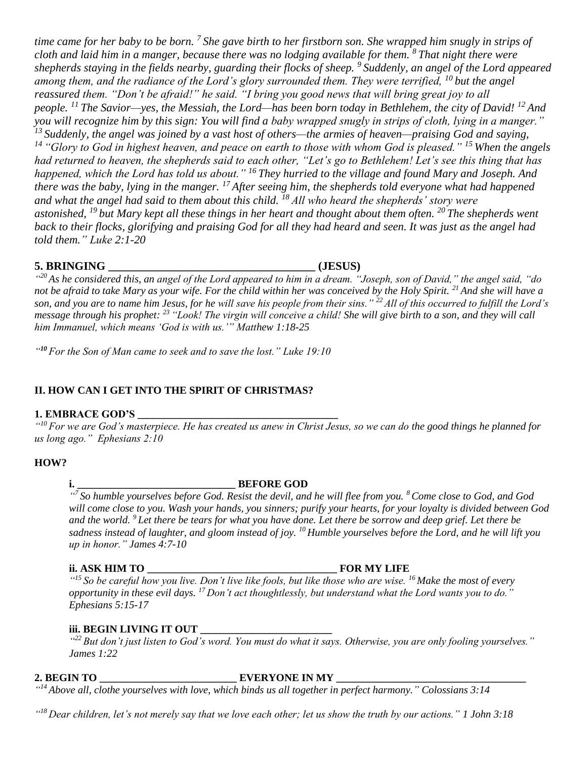*time came for her baby to be born. [7] She gave birth to her firstborn son. She wrapped him snugly in strips of cloth and laid him in a manger, because there was no lodging available for them. [8] That night there were shepherds staying in the fields nearby, guarding their flocks of sheep. [9] Suddenly, an angel of the Lord appeared among them, and the radiance of the Lord's glory surrounded them. They were terrified, [10] but the angel reassured them. "Don't be afraid!" he said. "I bring you good news that will bring great joy to all people. [11] The Savior—yes, the Messiah, the Lord—has been born today in Bethlehem, the city of David! [12] And you will recognize him by this sign: You will find a baby wrapped snugly in strips of cloth, lying in a manger." [13] Suddenly, the angel was joined by a vast host of others—the armies of heaven—praising God and saying, [14] "Glory to God in highest heaven, and peace on earth to those with whom God is pleased." [15] When the angels had returned to heaven, the shepherds said to each other, "Let's go to Bethlehem! Let's see this thing that has happened, which the Lord has told us about." [16] They hurried to the village and found Mary and Joseph. And there was the baby, lying in the manger. [17] After seeing him, the shepherds told everyone what had happened and what the angel had said to them about this child. [18] All who heard the shepherds' story were astonished, [19] but Mary kept all these things in her heart and thought about them often. [20] The shepherds went back to their flocks, glorifying and praising God for all they had heard and seen. It was just as the angel had told them." Luke 2:1-20*

**5. BRINGING _____________________________________ (JESUS)**

*"[20] As he considered this, an angel of the Lord appeared to him in a dream. "Joseph, son of David," the angel said, "do not be afraid to take Mary as your wife. For the child within her was conceived by the Holy Spirit. [21] And she will have a son, and you are to name him Jesus, for he will save his people from their sins." [22] All of this occurred to fulfill the Lord's message through his prophet: [23] "Look! The virgin will conceive a child! She will give birth to a son, and they will call him Immanuel, which means 'God is with us.'" Matthew 1:18-25*

*"[10] For the Son of Man came to seek and to save the lost." Luke 19:10*

## II. HOW CAN I GET INTO THE SPIRIT OF CHRISTMAS?

**1. EMBRACE GOD'S _____________________________________**

*"[10] For we are God's masterpiece. He has created us anew in Christ Jesus, so we can do the good things he planned for us long ago." Ephesians 2:10*

**HOW?**

**i. _____________________________ BEFORE GOD**

*"[7] So humble yourselves before God. Resist the devil, and he will flee from you. [8] Come close to God, and God will come close to you. Wash your hands, you sinners; purify your hearts, for your loyalty is divided between God and the world. [9] Let there be tears for what you have done. Let there be sorrow and deep grief. Let there be sadness instead of laughter, and gloom instead of joy. [10] Humble yourselves before the Lord, and he will lift you up in honor." James 4:7-10*

**ii. ASK HIM TO ___________________________________ FOR MY LIFE**

*"[15] So be careful how you live. Don't live like fools, but like those who are wise. [16] Make the most of every opportunity in these evil days. [17] Don't act thoughtlessly, but understand what the Lord wants you to do." Ephesians 5:15-17*

**iii. BEGIN LIVING IT OUT ________________________**

*"[22] But don't just listen to God's word. You must do what it says. Otherwise, you are only fooling yourselves." James 1:22*

**2. BEGIN TO _________________________ EVERYONE IN MY ___________________________________**

*"[14] Above all, clothe yourselves with love, which binds us all together in perfect harmony." Colossians 3:14*

*"[18] Dear children, let's not merely say that we love each other; let us show the truth by our actions." 1 John 3:18*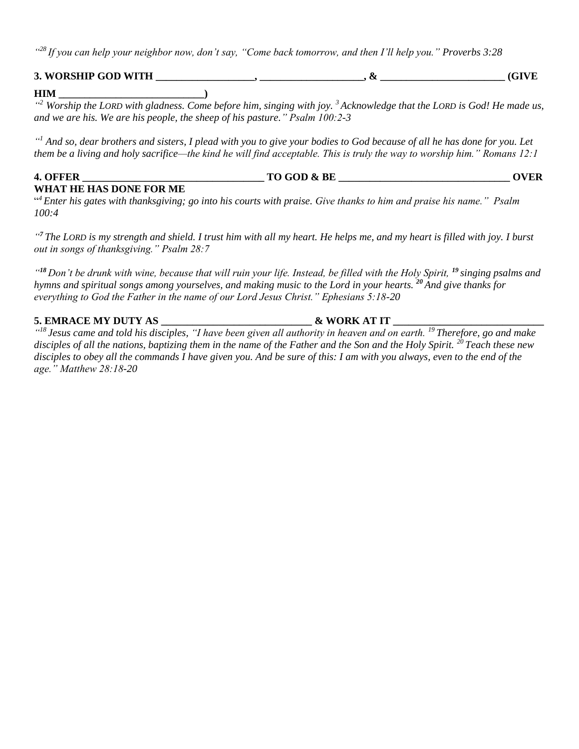*"[28] If you can help your neighbor now, don't say, "Come back tomorrow, and then I'll help you." Proverbs 3:28*

**3. WORSHIP GOD WITH ___________________, ____________________, & ________________________ (GIVE HIM ____________________________)**

*"[2] Worship the LORD with gladness. Come before him, singing with joy. [3] Acknowledge that the LORD is God! He made us, and we are his. We are his people, the sheep of his pasture." Psalm 100:2-3*

*"[1] And so, dear brothers and sisters, I plead with you to give your bodies to God because of all he has done for you. Let them be a living and holy sacrifice—the kind he will find acceptable. This is truly the way to worship him." Romans 12:1*

**4. OFFER ___________________________________ TO GOD & BE _________________________________ OVER WHAT HE HAS DONE FOR ME**

*"[4] Enter his gates with thanksgiving; go into his courts with praise. Give thanks to him and praise his name." Psalm 100:4*

*"[7] The LORD is my strength and shield. I trust him with all my heart. He helps me, and my heart is filled with joy. I burst out in songs of thanksgiving." Psalm 28:7*

*"[18] Don't be drunk with wine, because that will ruin your life. Instead, be filled with the Holy Spirit, [19] singing psalms and hymns and spiritual songs among yourselves, and making music to the Lord in your hearts. [20] And give thanks for everything to God the Father in the name of our Lord Jesus Christ." Ephesians 5:18-20*

**5. EMRACE MY DUTY AS _____________________________ & WORK AT IT _____________________________**

*"[18] Jesus came and told his disciples, "I have been given all authority in heaven and on earth. [19] Therefore, go and make disciples of all the nations, baptizing them in the name of the Father and the Son and the Holy Spirit. [20] Teach these new disciples to obey all the commands I have given you. And be sure of this: I am with you always, even to the end of the age." Matthew 28:18-20*